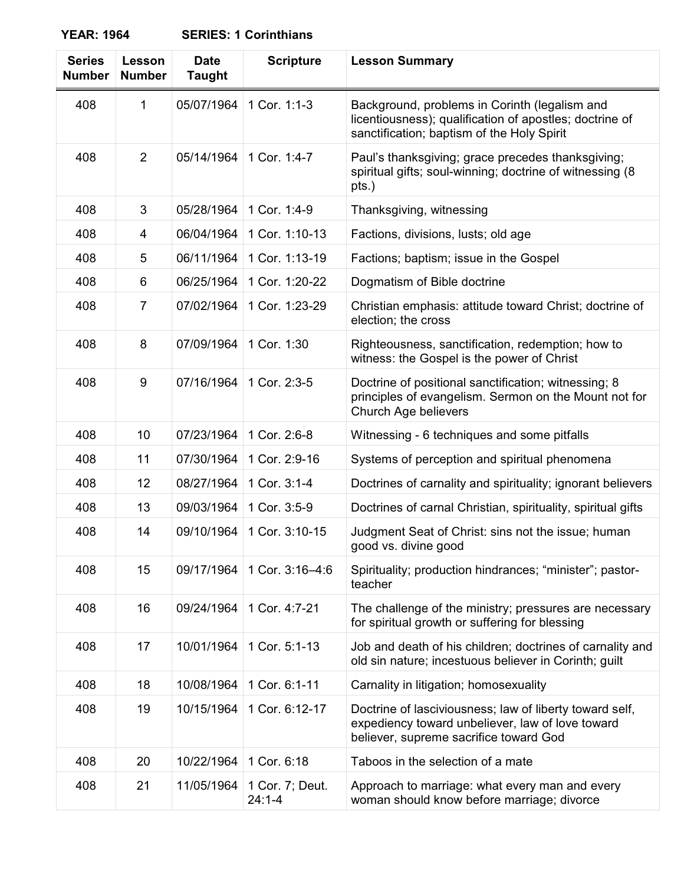**YEAR: 1964** **SERIES: 1 Corinthians**

| Series Number | Lesson Number | Date Taught | Scripture | Lesson Summary |
|---|---|---|---|---|
| 408 | 1 | 05/07/1964 | 1 Cor. 1:1-3 | Background, problems in Corinth (legalism and licentiousness); qualification of apostles; doctrine of sanctification; baptism of the Holy Spirit |
| 408 | 2 | 05/14/1964 | 1 Cor. 1:4-7 | Paul's thanksgiving; grace precedes thanksgiving; spiritual gifts; soul-winning; doctrine of witnessing (8 pts.) |
| 408 | 3 | 05/28/1964 | 1 Cor. 1:4-9 | Thanksgiving, witnessing |
| 408 | 4 | 06/04/1964 | 1 Cor. 1:10-13 | Factions, divisions, lusts; old age |
| 408 | 5 | 06/11/1964 | 1 Cor. 1:13-19 | Factions; baptism; issue in the Gospel |
| 408 | 6 | 06/25/1964 | 1 Cor. 1:20-22 | Dogmatism of Bible doctrine |
| 408 | 7 | 07/02/1964 | 1 Cor. 1:23-29 | Christian emphasis: attitude toward Christ; doctrine of election; the cross |
| 408 | 8 | 07/09/1964 | 1 Cor. 1:30 | Righteousness, sanctification, redemption; how to witness: the Gospel is the power of Christ |
| 408 | 9 | 07/16/1964 | 1 Cor. 2:3-5 | Doctrine of positional sanctification; witnessing; 8 principles of evangelism. Sermon on the Mount not for Church Age believers |
| 408 | 10 | 07/23/1964 | 1 Cor. 2:6-8 | Witnessing - 6 techniques and some pitfalls |
| 408 | 11 | 07/30/1964 | 1 Cor. 2:9-16 | Systems of perception and spiritual phenomena |
| 408 | 12 | 08/27/1964 | 1 Cor. 3:1-4 | Doctrines of carnality and spirituality; ignorant believers |
| 408 | 13 | 09/03/1964 | 1 Cor. 3:5-9 | Doctrines of carnal Christian, spirituality, spiritual gifts |
| 408 | 14 | 09/10/1964 | 1 Cor. 3:10-15 | Judgment Seat of Christ: sins not the issue; human good vs. divine good |
| 408 | 15 | 09/17/1964 | 1 Cor. 3:16–4:6 | Spirituality; production hindrances; "minister"; pastor-teacher |
| 408 | 16 | 09/24/1964 | 1 Cor. 4:7-21 | The challenge of the ministry; pressures are necessary for spiritual growth or suffering for blessing |
| 408 | 17 | 10/01/1964 | 1 Cor. 5:1-13 | Job and death of his children; doctrines of carnality and old sin nature; incestuous believer in Corinth; guilt |
| 408 | 18 | 10/08/1964 | 1 Cor. 6:1-11 | Carnality in litigation; homosexuality |
| 408 | 19 | 10/15/1964 | 1 Cor. 6:12-17 | Doctrine of lasciviousness; law of liberty toward self, expediency toward unbeliever, law of love toward believer, supreme sacrifice toward God |
| 408 | 20 | 10/22/1964 | 1 Cor. 6:18 | Taboos in the selection of a mate |
| 408 | 21 | 11/05/1964 | 1 Cor. 7; Deut. 24:1-4 | Approach to marriage: what every man and every woman should know before marriage; divorce |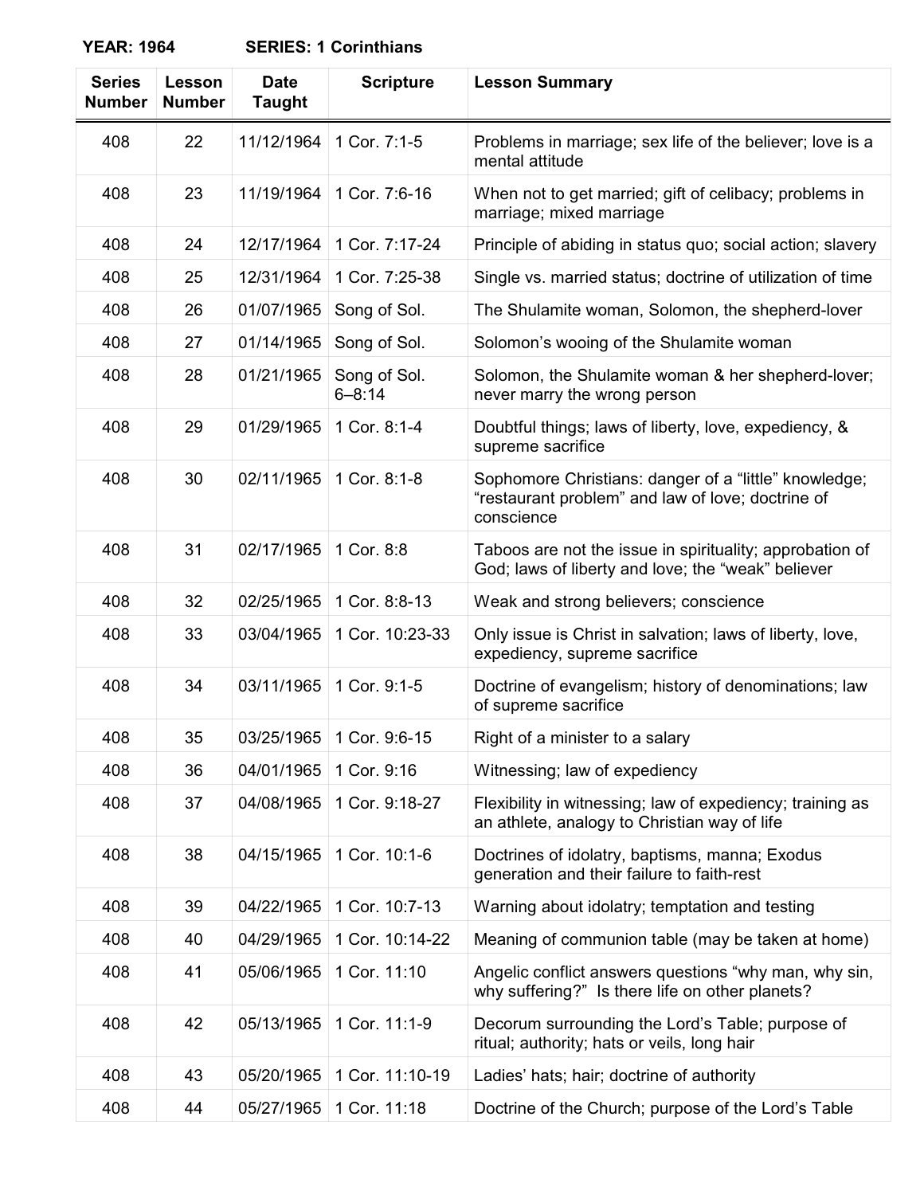**YEAR: 1964 SERIES: 1 Corinthians**

| Series Number | Lesson Number | Date Taught | Scripture | Lesson Summary |
|---|---|---|---|---|
| 408 | 22 | 11/12/1964 | 1 Cor. 7:1-5 | Problems in marriage; sex life of the believer; love is a mental attitude |
| 408 | 23 | 11/19/1964 | 1 Cor. 7:6-16 | When not to get married; gift of celibacy; problems in marriage; mixed marriage |
| 408 | 24 | 12/17/1964 | 1 Cor. 7:17-24 | Principle of abiding in status quo; social action; slavery |
| 408 | 25 | 12/31/1964 | 1 Cor. 7:25-38 | Single vs. married status; doctrine of utilization of time |
| 408 | 26 | 01/07/1965 | Song of Sol. | The Shulamite woman, Solomon, the shepherd-lover |
| 408 | 27 | 01/14/1965 | Song of Sol. | Solomon's wooing of the Shulamite woman |
| 408 | 28 | 01/21/1965 | Song of Sol. 6–8:14 | Solomon, the Shulamite woman & her shepherd-lover; never marry the wrong person |
| 408 | 29 | 01/29/1965 | 1 Cor. 8:1-4 | Doubtful things; laws of liberty, love, expediency, & supreme sacrifice |
| 408 | 30 | 02/11/1965 | 1 Cor. 8:1-8 | Sophomore Christians: danger of a "little" knowledge; "restaurant problem" and law of love; doctrine of conscience |
| 408 | 31 | 02/17/1965 | 1 Cor. 8:8 | Taboos are not the issue in spirituality; approbation of God; laws of liberty and love; the "weak" believer |
| 408 | 32 | 02/25/1965 | 1 Cor. 8:8-13 | Weak and strong believers; conscience |
| 408 | 33 | 03/04/1965 | 1 Cor. 10:23-33 | Only issue is Christ in salvation; laws of liberty, love, expediency, supreme sacrifice |
| 408 | 34 | 03/11/1965 | 1 Cor. 9:1-5 | Doctrine of evangelism; history of denominations; law of supreme sacrifice |
| 408 | 35 | 03/25/1965 | 1 Cor. 9:6-15 | Right of a minister to a salary |
| 408 | 36 | 04/01/1965 | 1 Cor. 9:16 | Witnessing; law of expediency |
| 408 | 37 | 04/08/1965 | 1 Cor. 9:18-27 | Flexibility in witnessing; law of expediency; training as an athlete, analogy to Christian way of life |
| 408 | 38 | 04/15/1965 | 1 Cor. 10:1-6 | Doctrines of idolatry, baptisms, manna; Exodus generation and their failure to faith-rest |
| 408 | 39 | 04/22/1965 | 1 Cor. 10:7-13 | Warning about idolatry; temptation and testing |
| 408 | 40 | 04/29/1965 | 1 Cor. 10:14-22 | Meaning of communion table (may be taken at home) |
| 408 | 41 | 05/06/1965 | 1 Cor. 11:10 | Angelic conflict answers questions "why man, why sin, why suffering?" Is there life on other planets? |
| 408 | 42 | 05/13/1965 | 1 Cor. 11:1-9 | Decorum surrounding the Lord's Table; purpose of ritual; authority; hats or veils, long hair |
| 408 | 43 | 05/20/1965 | 1 Cor. 11:10-19 | Ladies' hats; hair; doctrine of authority |
| 408 | 44 | 05/27/1965 | 1 Cor. 11:18 | Doctrine of the Church; purpose of the Lord's Table |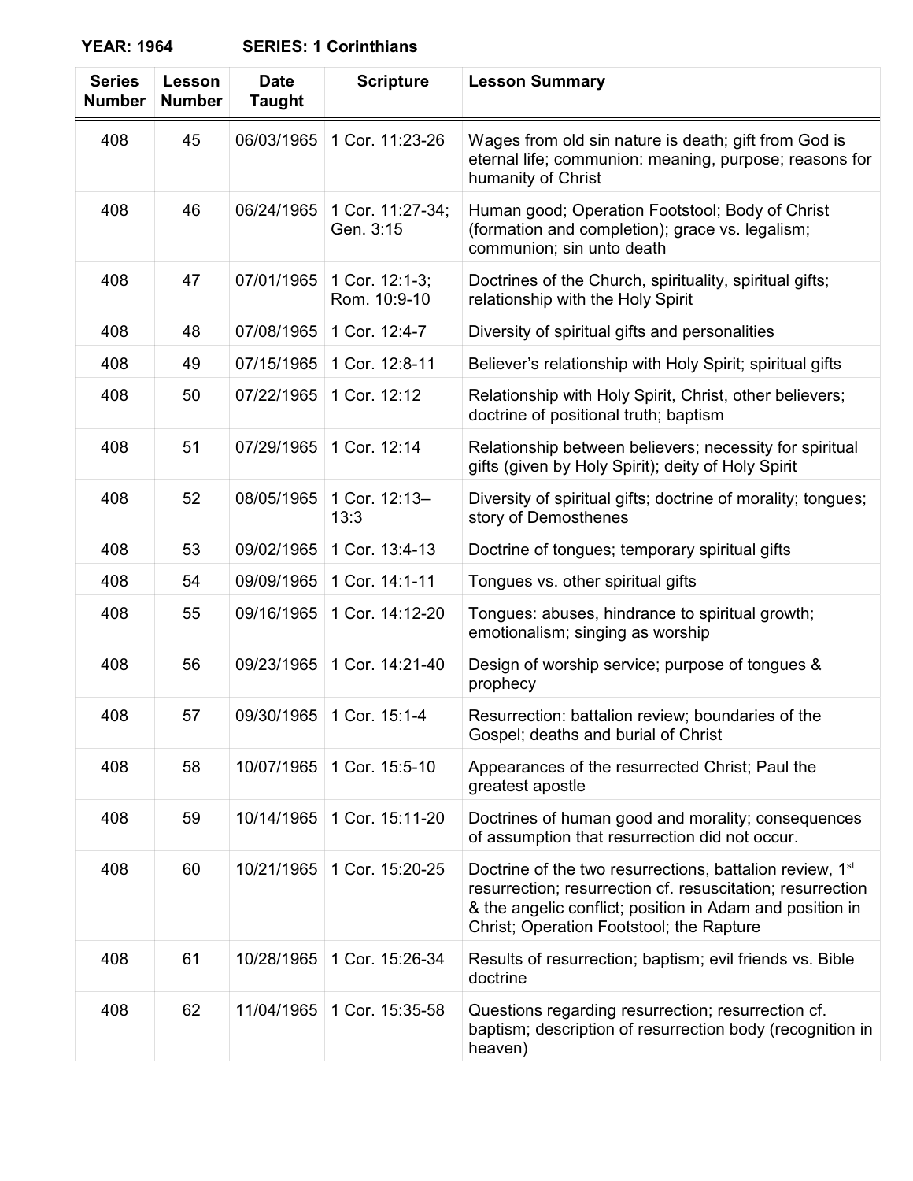**YEAR: 1964 SERIES: 1 Corinthians**

| Series Number | Lesson Number | Date Taught | Scripture | Lesson Summary |
|---|---|---|---|---|
| 408 | 45 | 06/03/1965 | 1 Cor. 11:23-26 | Wages from old sin nature is death; gift from God is eternal life; communion: meaning, purpose; reasons for humanity of Christ |
| 408 | 46 | 06/24/1965 | 1 Cor. 11:27-34; Gen. 3:15 | Human good; Operation Footstool; Body of Christ (formation and completion); grace vs. legalism; communion; sin unto death |
| 408 | 47 | 07/01/1965 | 1 Cor. 12:1-3; Rom. 10:9-10 | Doctrines of the Church, spirituality, spiritual gifts; relationship with the Holy Spirit |
| 408 | 48 | 07/08/1965 | 1 Cor. 12:4-7 | Diversity of spiritual gifts and personalities |
| 408 | 49 | 07/15/1965 | 1 Cor. 12:8-11 | Believer's relationship with Holy Spirit; spiritual gifts |
| 408 | 50 | 07/22/1965 | 1 Cor. 12:12 | Relationship with Holy Spirit, Christ, other believers; doctrine of positional truth; baptism |
| 408 | 51 | 07/29/1965 | 1 Cor. 12:14 | Relationship between believers; necessity for spiritual gifts (given by Holy Spirit); deity of Holy Spirit |
| 408 | 52 | 08/05/1965 | 1 Cor. 12:13–13:3 | Diversity of spiritual gifts; doctrine of morality; tongues; story of Demosthenes |
| 408 | 53 | 09/02/1965 | 1 Cor. 13:4-13 | Doctrine of tongues; temporary spiritual gifts |
| 408 | 54 | 09/09/1965 | 1 Cor. 14:1-11 | Tongues vs. other spiritual gifts |
| 408 | 55 | 09/16/1965 | 1 Cor. 14:12-20 | Tongues: abuses, hindrance to spiritual growth; emotionalism; singing as worship |
| 408 | 56 | 09/23/1965 | 1 Cor. 14:21-40 | Design of worship service; purpose of tongues & prophecy |
| 408 | 57 | 09/30/1965 | 1 Cor. 15:1-4 | Resurrection: battalion review; boundaries of the Gospel; deaths and burial of Christ |
| 408 | 58 | 10/07/1965 | 1 Cor. 15:5-10 | Appearances of the resurrected Christ; Paul the greatest apostle |
| 408 | 59 | 10/14/1965 | 1 Cor. 15:11-20 | Doctrines of human good and morality; consequences of assumption that resurrection did not occur. |
| 408 | 60 | 10/21/1965 | 1 Cor. 15:20-25 | Doctrine of the two resurrections, battalion review, 1st resurrection; resurrection cf. resuscitation; resurrection & the angelic conflict; position in Adam and position in Christ; Operation Footstool; the Rapture |
| 408 | 61 | 10/28/1965 | 1 Cor. 15:26-34 | Results of resurrection; baptism; evil friends vs. Bible doctrine |
| 408 | 62 | 11/04/1965 | 1 Cor. 15:35-58 | Questions regarding resurrection; resurrection cf. baptism; description of resurrection body (recognition in heaven) |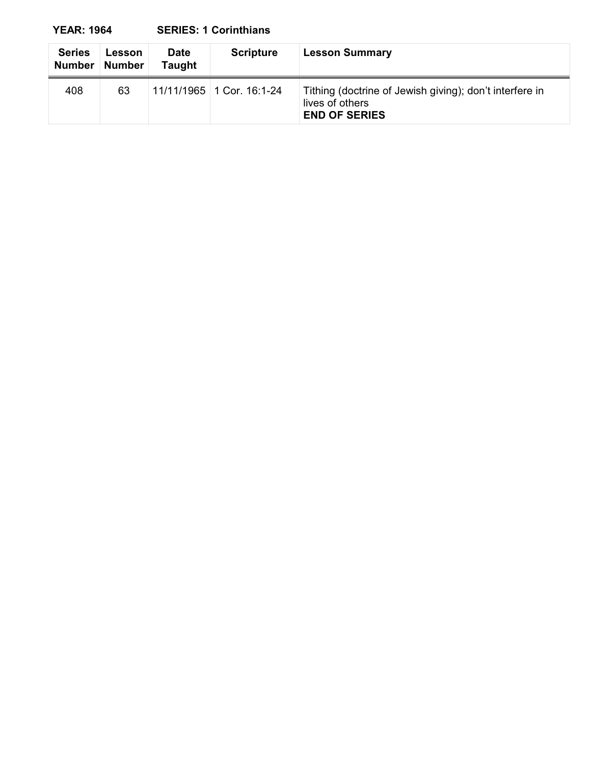**YEAR: 1964 SERIES: 1 Corinthians**

| Series Number | Lesson Number | Date Taught | Scripture | Lesson Summary |
|---|---|---|---|---|
| 408 | 63 | 11/11/1965 | 1 Cor. 16:1-24 | Tithing (doctrine of Jewish giving); don't interfere in lives of others **END OF SERIES** |